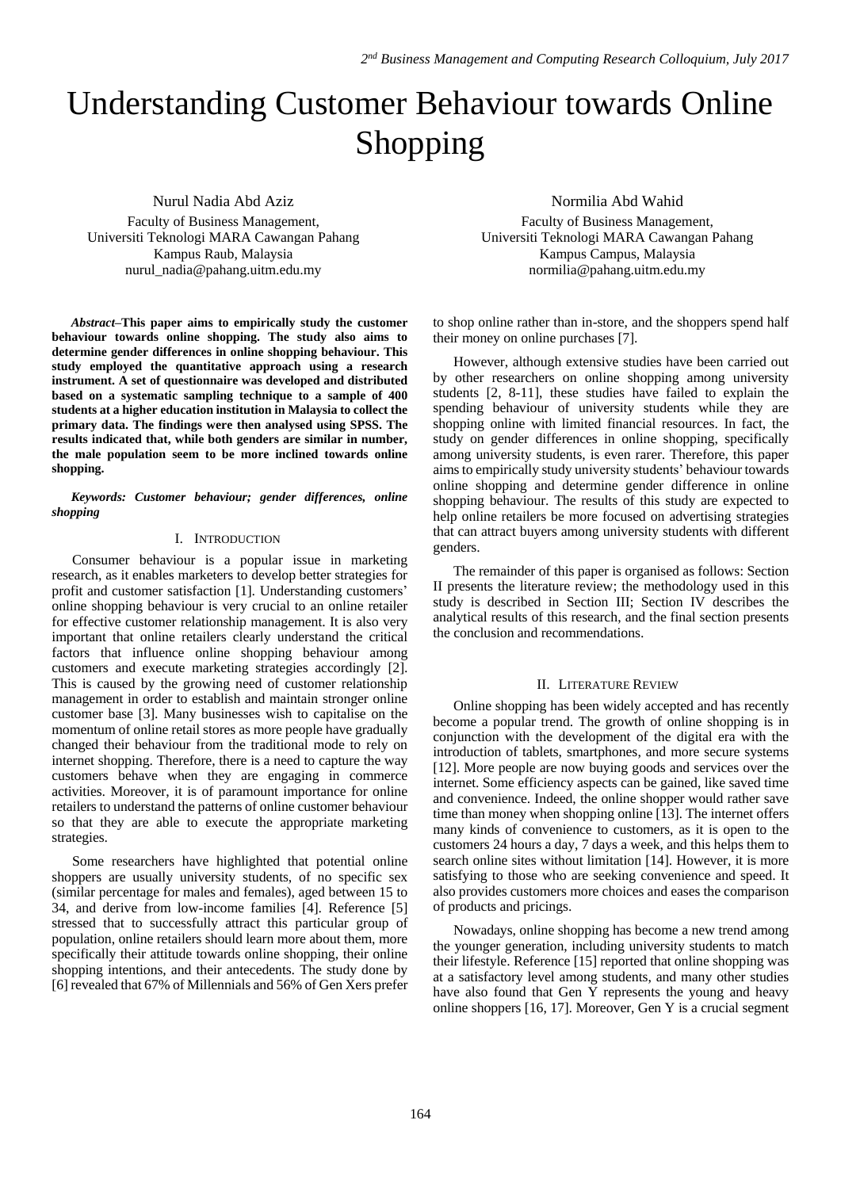# Understanding Customer Behaviour towards Online Shopping

Nurul Nadia Abd Aziz
Faculty of Business Management,
Universiti Teknologi MARA Cawangan Pahang
Kampus Raub, Malaysia
nurul_nadia@pahang.uitm.edu.my

Normilia Abd Wahid
Faculty of Business Management,
Universiti Teknologi MARA Cawangan Pahang
Kampus Campus, Malaysia
normilia@pahang.uitm.edu.my

***Abstract*–This paper aims to empirically study the customer behaviour towards online shopping. The study also aims to determine gender differences in online shopping behaviour. This study employed the quantitative approach using a research instrument. A set of questionnaire was developed and distributed based on a systematic sampling technique to a sample of 400 students at a higher education institution in Malaysia to collect the primary data. The findings were then analysed using SPSS. The results indicated that, while both genders are similar in number, the male population seem to be more inclined towards online shopping.**

***Keywords: Customer behaviour; gender differences, online shopping***

## I. Introduction

Consumer behaviour is a popular issue in marketing research, as it enables marketers to develop better strategies for profit and customer satisfaction [1]. Understanding customers' online shopping behaviour is very crucial to an online retailer for effective customer relationship management. It is also very important that online retailers clearly understand the critical factors that influence online shopping behaviour among customers and execute marketing strategies accordingly [2]. This is caused by the growing need of customer relationship management in order to establish and maintain stronger online customer base [3]. Many businesses wish to capitalise on the momentum of online retail stores as more people have gradually changed their behaviour from the traditional mode to rely on internet shopping. Therefore, there is a need to capture the way customers behave when they are engaging in commerce activities. Moreover, it is of paramount importance for online retailers to understand the patterns of online customer behaviour so that they are able to execute the appropriate marketing strategies.

Some researchers have highlighted that potential online shoppers are usually university students, of no specific sex (similar percentage for males and females), aged between 15 to 34, and derive from low-income families [4]. Reference [5] stressed that to successfully attract this particular group of population, online retailers should learn more about them, more specifically their attitude towards online shopping, their online shopping intentions, and their antecedents. The study done by [6] revealed that 67% of Millennials and 56% of Gen Xers prefer to shop online rather than in-store, and the shoppers spend half their money on online purchases [7].

However, although extensive studies have been carried out by other researchers on online shopping among university students [2, 8-11], these studies have failed to explain the spending behaviour of university students while they are shopping online with limited financial resources. In fact, the study on gender differences in online shopping, specifically among university students, is even rarer. Therefore, this paper aims to empirically study university students' behaviour towards online shopping and determine gender difference in online shopping behaviour. The results of this study are expected to help online retailers be more focused on advertising strategies that can attract buyers among university students with different genders.

The remainder of this paper is organised as follows: Section II presents the literature review; the methodology used in this study is described in Section III; Section IV describes the analytical results of this research, and the final section presents the conclusion and recommendations.

## II. Literature Review

Online shopping has been widely accepted and has recently become a popular trend. The growth of online shopping is in conjunction with the development of the digital era with the introduction of tablets, smartphones, and more secure systems [12]. More people are now buying goods and services over the internet. Some efficiency aspects can be gained, like saved time and convenience. Indeed, the online shopper would rather save time than money when shopping online [13]. The internet offers many kinds of convenience to customers, as it is open to the customers 24 hours a day, 7 days a week, and this helps them to search online sites without limitation [14]. However, it is more satisfying to those who are seeking convenience and speed. It also provides customers more choices and eases the comparison of products and pricings.

Nowadays, online shopping has become a new trend among the younger generation, including university students to match their lifestyle. Reference [15] reported that online shopping was at a satisfactory level among students, and many other studies have also found that Gen Y represents the young and heavy online shoppers [16, 17]. Moreover, Gen Y is a crucial segment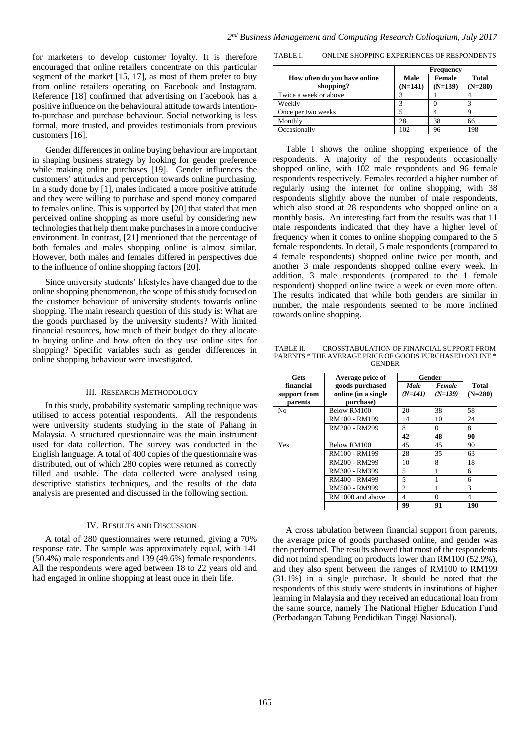for marketers to develop customer loyalty. It is therefore encouraged that online retailers concentrate on this particular segment of the market [15, 17], as most of them prefer to buy from online retailers operating on Facebook and Instagram. Reference [18] confirmed that advertising on Facebook has a positive influence on the behavioural attitude towards intention-to-purchase and purchase behaviour. Social networking is less formal, more trusted, and provides testimonials from previous customers [16].

Gender differences in online buying behaviour are important in shaping business strategy by looking for gender preference while making online purchases [19]. Gender influences the customers' attitudes and perception towards online purchasing. In a study done by [1], males indicated a more positive attitude and they were willing to purchase and spend money compared to females online. This is supported by [20] that stated that men perceived online shopping as more useful by considering new technologies that help them make purchases in a more conducive environment. In contrast, [21] mentioned that the percentage of both females and males shopping online is almost similar. However, both males and females differed in perspectives due to the influence of online shopping factors [20].

Since university students' lifestyles have changed due to the online shopping phenomenon, the scope of this study focused on the customer behaviour of university students towards online shopping. The main research question of this study is: What are the goods purchased by the university students? With limited financial resources, how much of their budget do they allocate to buying online and how often do they use online sites for shopping? Specific variables such as gender differences in online shopping behaviour were investigated.

## III. Research Methodology

In this study, probability systematic sampling technique was utilised to access potential respondents. All the respondents were university students studying in the state of Pahang in Malaysia. A structured questionnaire was the main instrument used for data collection. The survey was conducted in the English language. A total of 400 copies of the questionnaire was distributed, out of which 280 copies were returned as correctly filled and usable. The data collected were analysed using descriptive statistics techniques, and the results of the data analysis are presented and discussed in the following section.

## IV. Results and Discussion

A total of 280 questionnaires were returned, giving a 70% response rate. The sample was approximately equal, with 141 (50.4%) male respondents and 139 (49.6%) female respondents. All the respondents were aged between 18 to 22 years old and had engaged in online shopping at least once in their life.

TABLE I. ONLINE SHOPPING EXPERIENCES OF RESPONDENTS

| How often do you have online shopping? | Frequency | | |
|---|---|---|---|
| | **Male (N=141)** | **Female (N=139)** | **Total (N=280)** |
| Twice a week or above | 3 | 1 | 4 |
| Weekly | 3 | 0 | 3 |
| Once per two weeks | 5 | 4 | 9 |
| Monthly | 28 | 38 | 66 |
| Occasionally | 102 | 96 | 198 |

Table I shows the online shopping experience of the respondents. A majority of the respondents occasionally shopped online, with 102 male respondents and 96 female respondents respectively. Females recorded a higher number of regularly using the internet for online shopping, with 38 respondents slightly above the number of male respondents, which also stood at 28 respondents who shopped online on a monthly basis. An interesting fact from the results was that 11 male respondents indicated that they have a higher level of frequency when it comes to online shopping compared to the 5 female respondents. In detail, 5 male respondents (compared to 4 female respondents) shopped online twice per month, and another 3 male respondents shopped online every week. In addition, 3 male respondents (compared to the 1 female respondent) shopped online twice a week or even more often. The results indicated that while both genders are similar in number, the male respondents seemed to be more inclined towards online shopping.

TABLE II. CROSSTABULATION OF FINANCIAL SUPPORT FROM PARENTS * THE AVERAGE PRICE OF GOODS PURCHASED ONLINE * GENDER

| Gets financial support from parents | Average price of goods purchased online (in a single purchase) | Gender | | Total (N=280) |
|---|---|---|---|---|
| | | *Male (N=141)* | *Female (N=139)* | |
| No | Below RM100 | 20 | 38 | 58 |
| | RM100 - RM199 | 14 | 10 | 24 |
| | RM200 - RM299 | 8 | 0 | 8 |
| | | **42** | **48** | **90** |
| Yes | Below RM100 | 45 | 45 | 90 |
| | RM100 - RM199 | 28 | 35 | 63 |
| | RM200 - RM299 | 10 | 8 | 18 |
| | RM300 - RM399 | 5 | 1 | 6 |
| | RM400 - RM499 | 5 | 1 | 6 |
| | RM500 - RM999 | 2 | 1 | 3 |
| | RM1000 and above | 4 | 0 | 4 |
| | | **99** | **91** | **190** |

A cross tabulation between financial support from parents, the average price of goods purchased online, and gender was then performed. The results showed that most of the respondents did not mind spending on products lower than RM100 (52.9%), and they also spent between the ranges of RM100 to RM199 (31.1%) in a single purchase. It should be noted that the respondents of this study were students in institutions of higher learning in Malaysia and they received an educational loan from the same source, namely The National Higher Education Fund (Perbadangan Tabung Pendidikan Tinggi Nasional).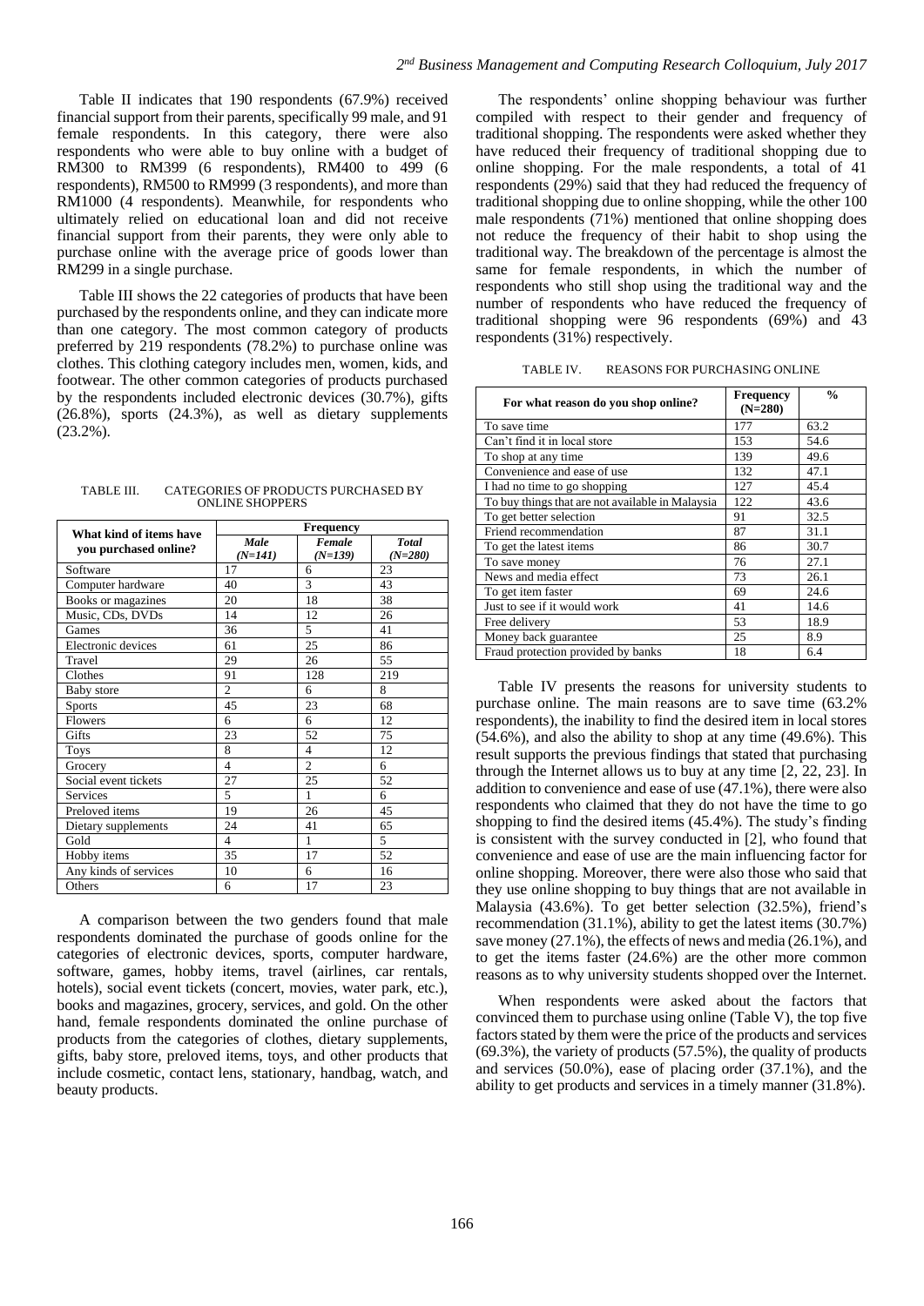Table II indicates that 190 respondents (67.9%) received financial support from their parents, specifically 99 male, and 91 female respondents. In this category, there were also respondents who were able to buy online with a range of RM300 to RM399 (6 respondents), RM400 to 499 (6 respondents), RM500 to RM999 (3 respondents), and more than RM1000 (4 respondents). Meanwhile, for respondents who ultimately relied on educational loan and did not receive financial support from their parents, they were only able to purchase online with the average price of goods lower than RM299 in a single purchase.

Table III shows the 22 categories of products that have been purchased by the respondents online, and they can indicate more than one category. The most common category of products preferred by 219 respondents (78.2%) to purchase online was clothes. This clothing category includes men, women, kids, and footwear. The other common categories of products purchased by the respondents included electronic devices (30.7%), gifts (26.8%), sports (24.3%), as well as dietary supplements (23.2%).

TABLE III. CATEGORIES OF PRODUCTS PURCHASED BY ONLINE SHOPPERS

| What kind of items have you purchased online? | Frequency | | |
|---|---|---|---|
| | *Male (N=141)* | *Female (N=139)* | *Total (N=280)* |
| Software | 17 | 6 | 23 |
| Computer hardware | 40 | 3 | 43 |
| Books or magazines | 20 | 18 | 38 |
| Music, CDs, DVDs | 14 | 12 | 26 |
| Games | 36 | 5 | 41 |
| Electronic devices | 61 | 25 | 86 |
| Travel | 29 | 26 | 55 |
| Clothes | 91 | 128 | 219 |
| Baby store | 2 | 6 | 8 |
| Sports | 45 | 23 | 68 |
| Flowers | 6 | 6 | 12 |
| Gifts | 23 | 52 | 75 |
| Toys | 8 | 4 | 12 |
| Grocery | 4 | 2 | 6 |
| Social event tickets | 27 | 25 | 52 |
| Services | 5 | 1 | 6 |
| Preloved items | 19 | 26 | 45 |
| Dietary supplements | 24 | 41 | 65 |
| Gold | 4 | 1 | 5 |
| Hobby items | 35 | 17 | 52 |
| Any kinds of services | 10 | 6 | 16 |
| Others | 6 | 17 | 23 |

A comparison between the two genders found that male respondents dominated the purchase of goods online for the categories of electronic devices, sports, computer hardware, software, games, hobby items, travel (airlines, car rentals, hotels), social event tickets (concert, movies, water park, etc.), books and magazines, grocery, services, and gold. On the other hand, female respondents dominated the online purchase of products from the categories of clothes, dietary supplements, gifts, baby store, preloved items, toys, and other products that include cosmetic, contact lens, stationary, handbag, watch, and beauty products.

The respondents' online shopping behaviour was further compiled with respect to their gender and frequency of traditional shopping. The respondents were asked whether they have reduced their frequency of traditional shopping due to online shopping. For the male respondents, a total of 41 respondents (29%) said that they had reduced the frequency of traditional shopping due to online shopping, while the other 100 male respondents (71%) mentioned that online shopping does not reduce the frequency of their habit to shop using the traditional way. The breakdown of the percentage is almost the same for female respondents, in which the number of respondents who still shop using the traditional way and the number of respondents who have reduced the frequency of traditional shopping were 96 respondents (69%) and 43 respondents (31%) respectively.

TABLE IV. REASONS FOR PURCHASING ONLINE

| For what reason do you shop online? | Frequency (N=280) | % |
|---|---|---|
| To save time | 177 | 63.2 |
| Can't find it in local store | 153 | 54.6 |
| To shop at any time | 139 | 49.6 |
| Convenience and ease of use | 132 | 47.1 |
| I had no time to go shopping | 127 | 45.4 |
| To buy things that are not available in Malaysia | 122 | 43.6 |
| To get better selection | 91 | 32.5 |
| Friend recommendation | 87 | 31.1 |
| To get the latest items | 86 | 30.7 |
| To save money | 76 | 27.1 |
| News and media effect | 73 | 26.1 |
| To get item faster | 69 | 24.6 |
| Just to see if it would work | 41 | 14.6 |
| Free delivery | 53 | 18.9 |
| Money back guarantee | 25 | 8.9 |
| Fraud protection provided by banks | 18 | 6.4 |

Table IV presents the reasons for university students to purchase online. The main reasons are to save time (63.2% respondents), the inability to find the desired item in local stores (54.6%), and also the ability to shop at any time (49.6%). This result supports the previous findings that stated that purchasing through the Internet allows us to buy at any time [2, 22, 23]. In addition to convenience and ease of use (47.1%), there were also respondents who claimed that they do not have the time to go shopping to find the desired items (45.4%). The study's finding is consistent with the survey conducted in [2], who found that convenience and ease of use are the main influencing factor for online shopping. Moreover, there were also those who said that they use online shopping to buy things that are not available in Malaysia (43.6%). To get better selection (32.5%), friend's recommendation (31.1%), ability to get the latest items (30.7%) save money (27.1%), the effects of news and media (26.1%), and to get the items faster (24.6%) are the other more common reasons as to why university students shopped over the Internet.

When respondents were asked about the factors that convinced them to purchase using online (Table V), the top five factors stated by them were the price of the products and services (69.3%), the variety of products (57.5%), the quality of products and services (50.0%), ease of placing order (37.1%), and the ability to get products and services in a timely manner (31.8%).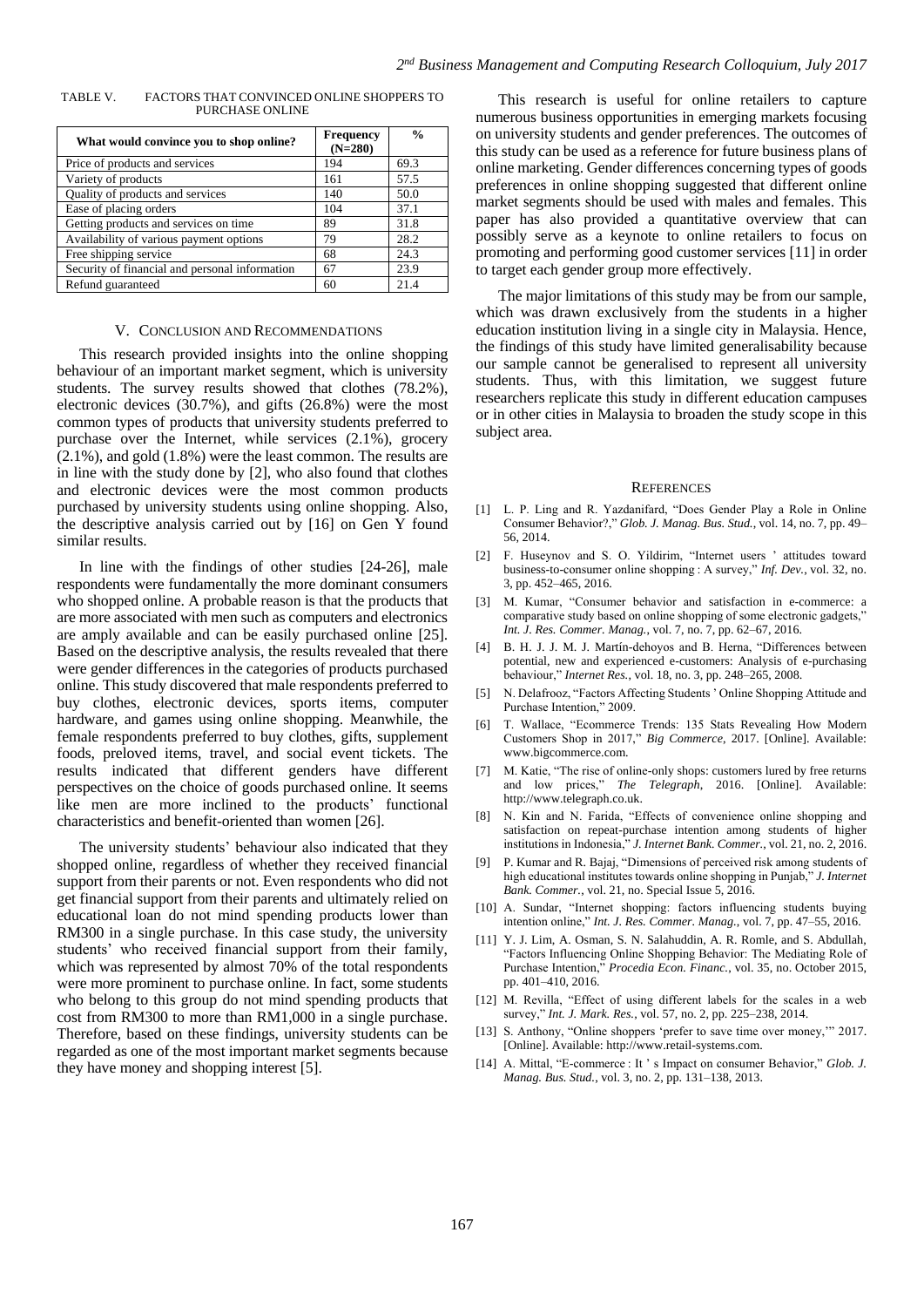TABLE V. FACTORS THAT CONVINCED ONLINE SHOPPERS TO PURCHASE ONLINE

| What would convince you to shop online? | Frequency (N=280) | % |
|---|---|---|
| Price of products and services | 194 | 69.3 |
| Variety of products | 161 | 57.5 |
| Quality of products and services | 140 | 50.0 |
| Ease of placing orders | 104 | 37.1 |
| Getting products and services on time | 89 | 31.8 |
| Availability of various payment options | 79 | 28.2 |
| Free shipping service | 68 | 24.3 |
| Security of financial and personal information | 67 | 23.9 |
| Refund guaranteed | 60 | 21.4 |

## V. CONCLUSION AND RECOMMENDATIONS

This research provided insights into the online shopping behaviour of an important market segment, which is university students. The survey results showed that clothes (78.2%), electronic devices (30.7%), and gifts (26.8%) were the most common types of products that university students preferred to purchase over the Internet, while services (2.1%), grocery (2.1%), and gold (1.8%) were the least common. The results are in line with the study done by [2], who also found that clothes and electronic devices were the most common products purchased by university students using online shopping. Also, the descriptive analysis carried out by [16] on Gen Y found similar results.

In line with the findings of other studies [24-26], male respondents were fundamentally the more dominant consumers who shopped online. A probable reason is that the products that are more associated with men such as computers and electronics are amply available and can be easily purchased online [25]. Based on the descriptive analysis, the results revealed that there were gender differences in the categories of products purchased online. This study discovered that male respondents preferred to buy clothes, electronic devices, sports items, computer hardware, and games using online shopping. Meanwhile, the female respondents preferred to buy clothes, gifts, supplement foods, preloved items, travel, and social event tickets. The results indicated that different genders have different perspectives on the choice of goods purchased online. It seems like men are more inclined to the products' functional characteristics and benefit-oriented than women [26].

The university students' behaviour also indicated that they shopped online, regardless of whether they received financial support from their parents or not. Even respondents who did not get financial support from their parents and ultimately relied on educational loan do not mind spending products lower than RM300 in a single purchase. In this case study, the university students' who received financial support from their family, which was represented by almost 70% of the total respondents were more prominent to purchase online. In fact, some students who belong to this group do not mind spending products that cost from RM300 to more than RM1,000 in a single purchase. Therefore, based on these findings, university students can be regarded as one of the most important market segments because they have money and shopping interest [5].

This research is useful for online retailers to capture numerous business opportunities in emerging markets focusing on university students and gender preferences. The outcomes of this study can be used as a reference for future business plans of online marketing. Gender differences concerning types of goods preferences in online shopping suggested that different online market segments should be used with males and females. This paper has also provided a quantitative overview that can possibly serve as a keynote to online retailers to focus on promoting and performing good customer services [11] in order to target each gender group more effectively.

The major limitations of this study may be from our sample, which was drawn exclusively from the students in a higher education institution living in a single city in Malaysia. Hence, the findings of this study have limited generalisability because our sample cannot be generalised to represent all university students. Thus, with this limitation, we suggest future researchers replicate this study in different education campuses or in other cities in Malaysia to broaden the study scope in this subject area.

## REFERENCES

[1] L. P. Ling and R. Yazdanifard, "Does Gender Play a Role in Online Consumer Behavior?," *Glob. J. Manag. Bus. Stud.*, vol. 14, no. 7, pp. 49–56, 2014.

[2] F. Huseynov and S. O. Yildirim, "Internet users ' attitudes toward business-to-consumer online shopping : A survey," *Inf. Dev.*, vol. 32, no. 3, pp. 452–465, 2016.

[3] M. Kumar, "Consumer behavior and satisfaction in e-commerce: a comparative study based on online shopping of some electronic gadgets," *Int. J. Res. Commer. Manag.*, vol. 7, no. 7, pp. 62–67, 2016.

[4] B. H. J. J. M. J. Martín-dehoyos and B. Herna, "Differences between potential, new and experienced e-customers: Analysis of e-purchasing behaviour," *Internet Res.*, vol. 18, no. 3, pp. 248–265, 2008.

[5] N. Delafrooz, "Factors Affecting Students ' Online Shopping Attitude and Purchase Intention," 2009.

[6] T. Wallace, "Ecommerce Trends: 135 Stats Revealing How Modern Customers Shop in 2017," *Big Commerce*, 2017. [Online]. Available: www.bigcommerce.com.

[7] M. Katie, "The rise of online-only shops: customers lured by free returns and low prices," *The Telegraph*, 2016. [Online]. Available: http://www.telegraph.co.uk.

[8] N. Kin and N. Farida, "Effects of convenience online shopping and satisfaction on repeat-purchase intention among students of higher institutions in Indonesia," *J. Internet Bank. Commer.*, vol. 21, no. 2, 2016.

[9] P. Kumar and R. Bajaj, "Dimensions of perceived risk among students of high educational institutes towards online shopping in Punjab," *J. Internet Bank. Commer.*, vol. 21, no. Special Issue 5, 2016.

[10] A. Sundar, "Internet shopping: factors influencing students buying intention online," *Int. J. Res. Commer. Manag.*, vol. 7, pp. 47–55, 2016.

[11] Y. J. Lim, A. Osman, S. N. Salahuddin, A. R. Romle, and S. Abdullah, "Factors Influencing Online Shopping Behavior: The Mediating Role of Purchase Intention," *Procedia Econ. Financ.*, vol. 35, no. October 2015, pp. 401–410, 2016.

[12] M. Revilla, "Effect of using different labels for the scales in a web survey," *Int. J. Mark. Res.*, vol. 57, no. 2, pp. 225–238, 2014.

[13] S. Anthony, "Online shoppers 'prefer to save time over money,'" 2017. [Online]. Available: http://www.retail-systems.com.

[14] A. Mittal, "E-commerce : It ' s Impact on consumer Behavior," *Glob. J. Manag. Bus. Stud.*, vol. 3, no. 2, pp. 131–138, 2013.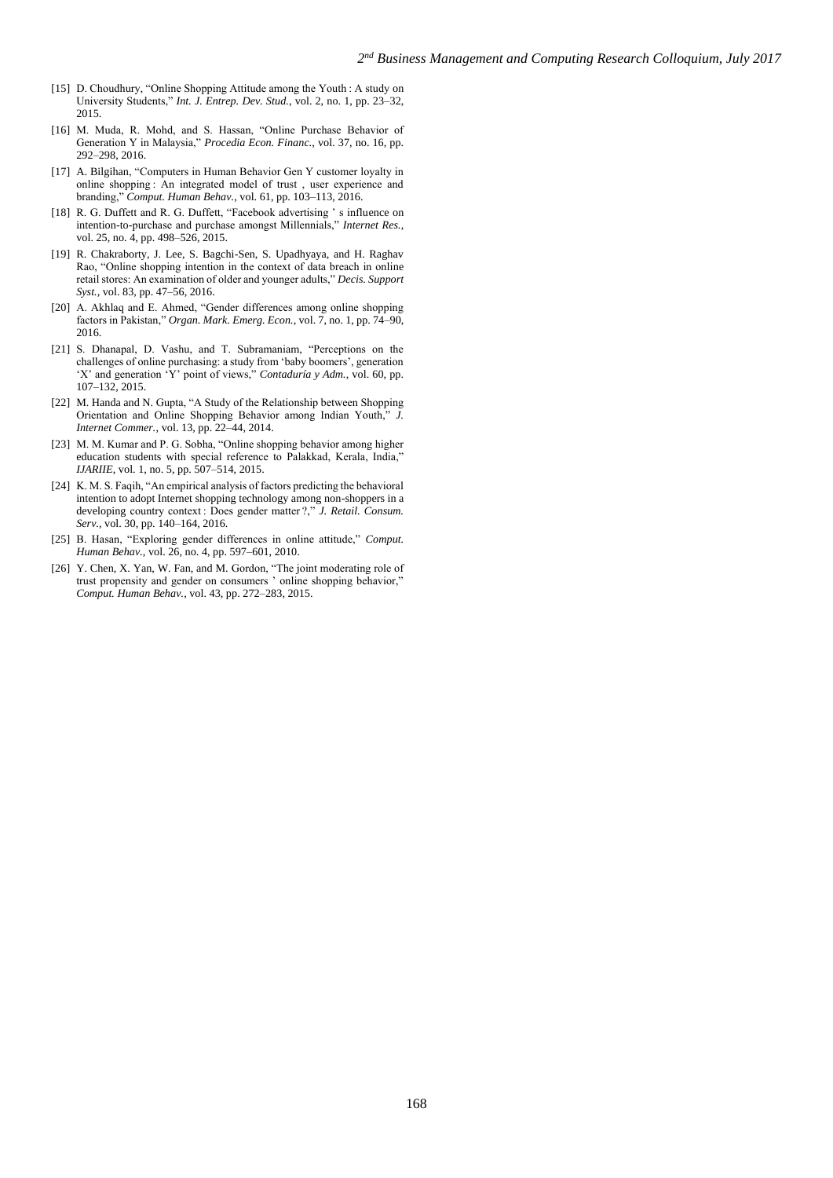[15] D. Choudhury, "Online Shopping Attitude among the Youth : A study on University Students," *Int. J. Entrep. Dev. Stud.*, vol. 2, no. 1, pp. 23–32, 2015.

[16] M. Muda, R. Mohd, and S. Hassan, "Online Purchase Behavior of Generation Y in Malaysia," *Procedia Econ. Financ.*, vol. 37, no. 16, pp. 292–298, 2016.

[17] A. Bilgihan, "Computers in Human Behavior Gen Y customer loyalty in online shopping : An integrated model of trust , user experience and branding," *Comput. Human Behav.*, vol. 61, pp. 103–113, 2016.

[18] R. G. Duffett and R. G. Duffett, "Facebook advertising ' s influence on intention-to-purchase and purchase amongst Millennials," *Internet Res.*, vol. 25, no. 4, pp. 498–526, 2015.

[19] R. Chakraborty, J. Lee, S. Bagchi-Sen, S. Upadhyaya, and H. Raghav Rao, "Online shopping intention in the context of data breach in online retail stores: An examination of older and younger adults," *Decis. Support Syst.*, vol. 83, pp. 47–56, 2016.

[20] A. Akhlaq and E. Ahmed, "Gender differences among online shopping factors in Pakistan," *Organ. Mark. Emerg. Econ.*, vol. 7, no. 1, pp. 74–90, 2016.

[21] S. Dhanapal, D. Vashu, and T. Subramaniam, "Perceptions on the challenges of online purchasing: a study from 'baby boomers', generation 'X' and generation 'Y' point of views," *Contaduría y Adm.*, vol. 60, pp. 107–132, 2015.

[22] M. Handa and N. Gupta, "A Study of the Relationship between Shopping Orientation and Online Shopping Behavior among Indian Youth," *J. Internet Commer.*, vol. 13, pp. 22–44, 2014.

[23] M. M. Kumar and P. G. Sobha, "Online shopping behavior among higher education students with special reference to Palakkad, Kerala, India," *IJARIIE*, vol. 1, no. 5, pp. 507–514, 2015.

[24] K. M. S. Faqih, "An empirical analysis of factors predicting the behavioral intention to adopt Internet shopping technology among non-shoppers in a developing country context : Does gender matter ?," *J. Retail. Consum. Serv.*, vol. 30, pp. 140–164, 2016.

[25] B. Hasan, "Exploring gender differences in online attitude," *Comput. Human Behav.*, vol. 26, no. 4, pp. 597–601, 2010.

[26] Y. Chen, X. Yan, W. Fan, and M. Gordon, "The joint moderating role of trust propensity and gender on consumers ' online shopping behavior," *Comput. Human Behav.*, vol. 43, pp. 272–283, 2015.